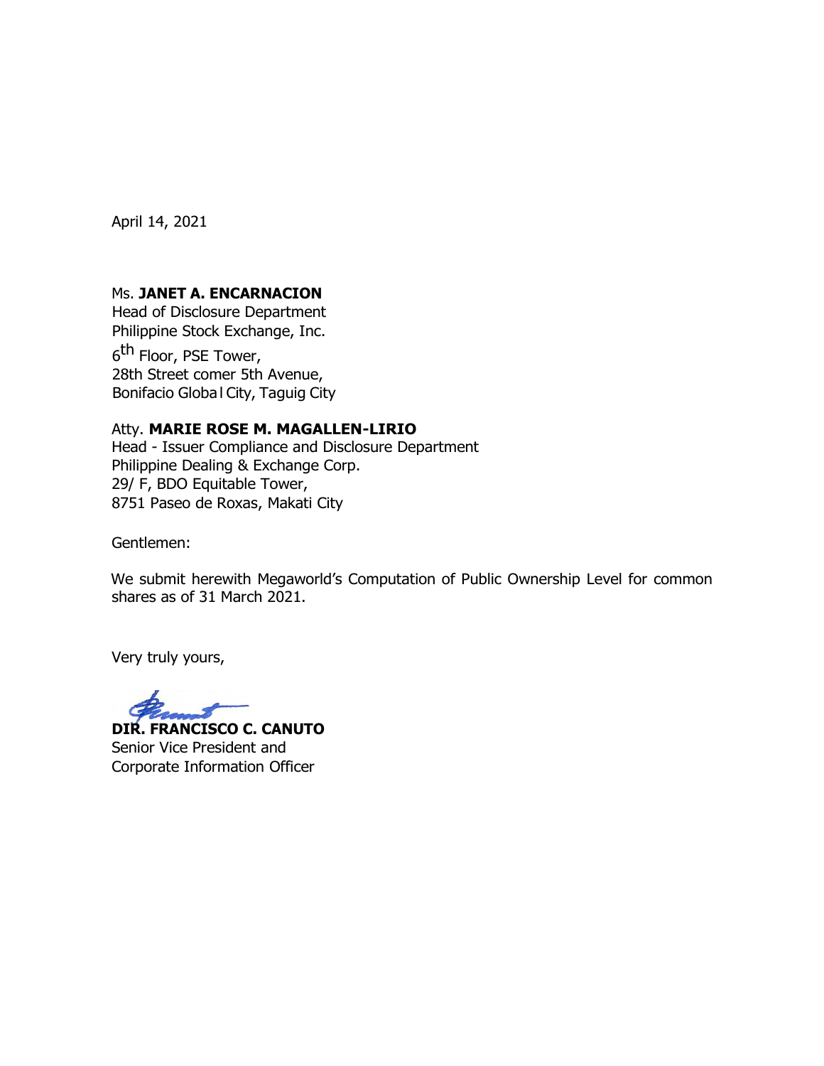April 14, 2021

Ms. **JANET A. ENCARNACION**
Head of Disclosure Department
Philippine Stock Exchange, Inc.
6th Floor, PSE Tower,
28th Street comer 5th Avenue,
Bonifacio Globa l City, Taguig City

Atty. **MARIE ROSE M. MAGALLEN-LIRIO**
Head - Issuer Compliance and Disclosure Department
Philippine Dealing & Exchange Corp.
29/ F, BDO Equitable Tower,
8751 Paseo de Roxas, Makati City

Gentlemen:

We submit herewith Megaworld's Computation of Public Ownership Level for common shares as of 31 March 2021.

Very truly yours,

**DIR. FRANCISCO C. CANUTO**
Senior Vice President and
Corporate Information Officer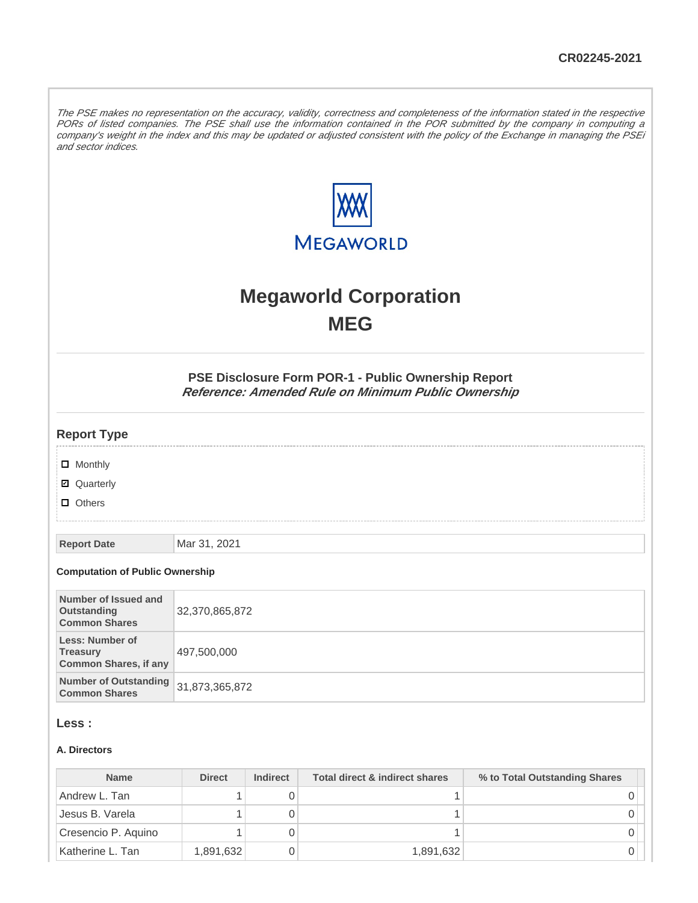CR02245-2021

*The PSE makes no representation on the accuracy, validity, correctness and completeness of the information stated in the respective PORs of listed companies. The PSE shall use the information contained in the POR submitted by the company in computing a company's weight in the index and this may be updated or adjusted consistent with the policy of the Exchange in managing the PSEi and sector indices.*

# Megaworld Corporation
# MEG

### PSE Disclosure Form POR-1 - Public Ownership Report
***Reference: Amended Rule on Minimum Public Ownership***

## Report Type

- [ ] Monthly
- [x] Quarterly
- [ ] Others

| Report Date | Mar 31, 2021 |
|---|---|

#### Computation of Public Ownership

| | |
|---|---|
| Number of Issued and Outstanding Common Shares | 32,370,865,872 |
| Less: Number of Treasury Common Shares, if any | 497,500,000 |
| Number of Outstanding Common Shares | 31,873,365,872 |

## Less :

#### A. Directors

| Name | Direct | Indirect | Total direct & indirect shares | % to Total Outstanding Shares |
|---|---|---|---|---|
| Andrew L. Tan | 1 | 0 | 1 | 0 |
| Jesus B. Varela | 1 | 0 | 1 | 0 |
| Cresencio P. Aquino | 1 | 0 | 1 | 0 |
| Katherine L. Tan | 1,891,632 | 0 | 1,891,632 | 0 |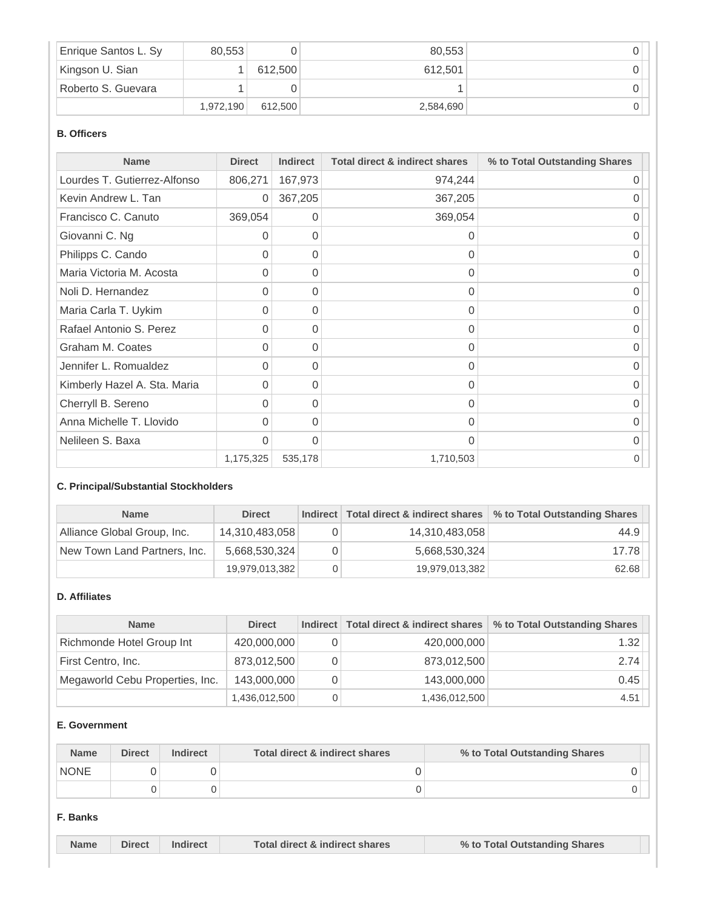| | | | | |
|---|---|---|---|---|
| Enrique Santos L. Sy | 80,553 | 0 | 80,553 | 0 |
| Kingson U. Sian | 1 | 612,500 | 612,501 | 0 |
| Roberto S. Guevara | 1 | 0 | 1 | 0 |
| | 1,972,190 | 612,500 | 2,584,690 | 0 |

**B. Officers**

| Name | Direct | Indirect | Total direct & indirect shares | % to Total Outstanding Shares |
|---|---|---|---|---|
| Lourdes T. Gutierrez-Alfonso | 806,271 | 167,973 | 974,244 | 0 |
| Kevin Andrew L. Tan | 0 | 367,205 | 367,205 | 0 |
| Francisco C. Canuto | 369,054 | 0 | 369,054 | 0 |
| Giovanni C. Ng | 0 | 0 | 0 | 0 |
| Philipps C. Cando | 0 | 0 | 0 | 0 |
| Maria Victoria M. Acosta | 0 | 0 | 0 | 0 |
| Noli D. Hernandez | 0 | 0 | 0 | 0 |
| Maria Carla T. Uykim | 0 | 0 | 0 | 0 |
| Rafael Antonio S. Perez | 0 | 0 | 0 | 0 |
| Graham M. Coates | 0 | 0 | 0 | 0 |
| Jennifer L. Romualdez | 0 | 0 | 0 | 0 |
| Kimberly Hazel A. Sta. Maria | 0 | 0 | 0 | 0 |
| Cherryll B. Sereno | 0 | 0 | 0 | 0 |
| Anna Michelle T. Llovido | 0 | 0 | 0 | 0 |
| Nelileen S. Baxa | 0 | 0 | 0 | 0 |
| | 1,175,325 | 535,178 | 1,710,503 | 0 |

**C. Principal/Substantial Stockholders**

| Name | Direct | Indirect | Total direct & indirect shares | % to Total Outstanding Shares |
|---|---|---|---|---|
| Alliance Global Group, Inc. | 14,310,483,058 | 0 | 14,310,483,058 | 44.9 |
| New Town Land Partners, Inc. | 5,668,530,324 | 0 | 5,668,530,324 | 17.78 |
| | 19,979,013,382 | 0 | 19,979,013,382 | 62.68 |

**D. Affiliates**

| Name | Direct | Indirect | Total direct & indirect shares | % to Total Outstanding Shares |
|---|---|---|---|---|
| Richmonde Hotel Group Int | 420,000,000 | 0 | 420,000,000 | 1.32 |
| First Centro, Inc. | 873,012,500 | 0 | 873,012,500 | 2.74 |
| Megaworld Cebu Properties, Inc. | 143,000,000 | 0 | 143,000,000 | 0.45 |
| | 1,436,012,500 | 0 | 1,436,012,500 | 4.51 |

**E. Government**

| Name | Direct | Indirect | Total direct & indirect shares | % to Total Outstanding Shares |
|---|---|---|---|---|
| NONE | 0 | 0 | 0 | 0 |
| | 0 | 0 | 0 | 0 |

**F. Banks**

| Name | Direct | Indirect | Total direct & indirect shares | % to Total Outstanding Shares |
|---|---|---|---|---|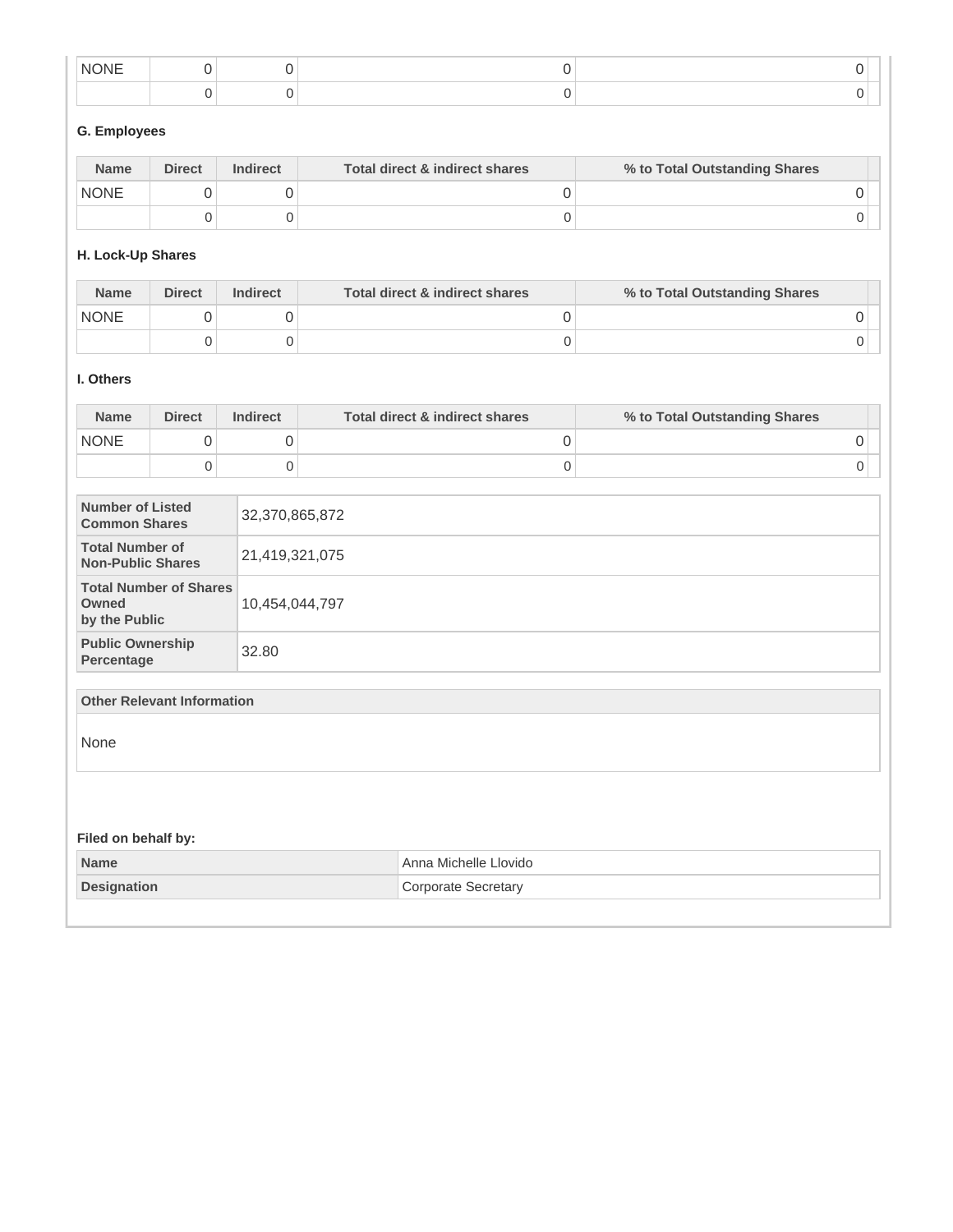| NONE | 0 | 0 | 0 | 0 |
| --- | --- | --- | --- | --- |
| | 0 | 0 | 0 | 0 |

**G. Employees**

| Name | Direct | Indirect | Total direct & indirect shares | % to Total Outstanding Shares |
| --- | --- | --- | --- | --- |
| NONE | 0 | 0 | 0 | 0 |
| | 0 | 0 | 0 | 0 |

**H. Lock-Up Shares**

| Name | Direct | Indirect | Total direct & indirect shares | % to Total Outstanding Shares |
| --- | --- | --- | --- | --- |
| NONE | 0 | 0 | 0 | 0 |
| | 0 | 0 | 0 | 0 |

**I. Others**

| Name | Direct | Indirect | Total direct & indirect shares | % to Total Outstanding Shares |
| --- | --- | --- | --- | --- |
| NONE | 0 | 0 | 0 | 0 |
| | 0 | 0 | 0 | 0 |

| | |
| --- | --- |
| **Number of Listed Common Shares** | 32,370,865,872 |
| **Total Number of Non-Public Shares** | 21,419,321,075 |
| **Total Number of Shares Owned by the Public** | 10,454,044,797 |
| **Public Ownership Percentage** | 32.80 |

| Other Relevant Information |
| --- |
| None |

**Filed on behalf by:**

| | |
| --- | --- |
| **Name** | Anna Michelle Llovido |
| **Designation** | Corporate Secretary |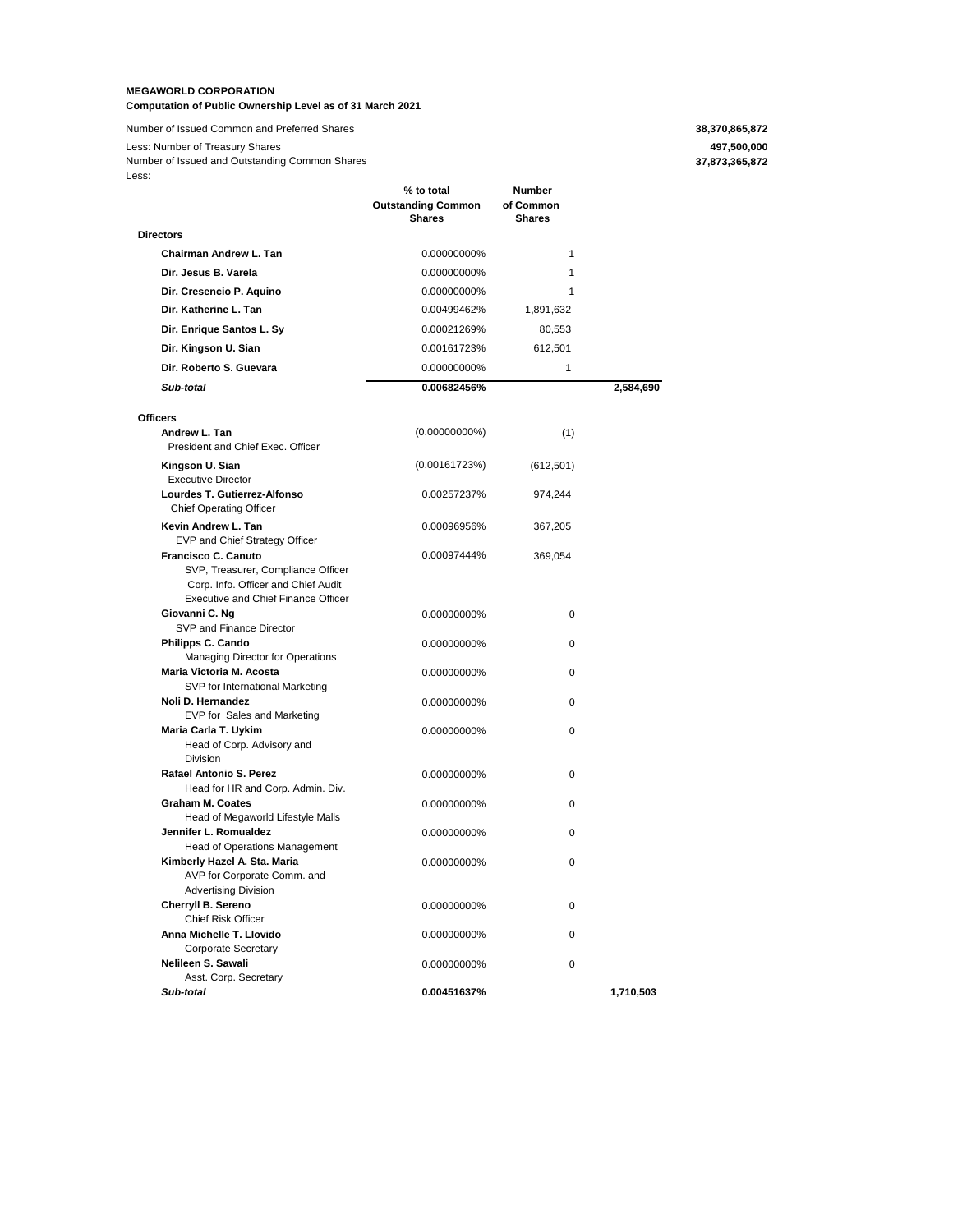**MEGAWORLD CORPORATION**
**Computation of Public Ownership Level as of 31 March 2021**

| | | | |
|---|---|---|---|
| Number of Issued Common and Preferred Shares | | | **38,370,865,872** |
| Less: Number of Treasury Shares | | | **497,500,000** |
| Number of Issued and Outstanding Common Shares | | | **37,873,365,872** |
| Less: | | | |

| | % to total Outstanding Common Shares | Number of Common Shares | |
|---|---|---|---|
| **Directors** | | | |
| **Chairman Andrew L. Tan** | 0.00000000% | 1 | |
| **Dir. Jesus B. Varela** | 0.00000000% | 1 | |
| **Dir. Cresencio P. Aquino** | 0.00000000% | 1 | |
| **Dir. Katherine L. Tan** | 0.00499462% | 1,891,632 | |
| **Dir. Enrique Santos L. Sy** | 0.00021269% | 80,553 | |
| **Dir. Kingson U. Sian** | 0.00161723% | 612,501 | |
| **Dir. Roberto S. Guevara** | 0.00000000% | 1 | |
| ***Sub-total*** | **0.00682456%** | | **2,584,690** |
| **Officers** | | | |
| **Andrew L. Tan** President and Chief Exec. Officer | (0.00000000%) | (1) | |
| **Kingson U. Sian** Executive Director | (0.00161723%) | (612,501) | |
| **Lourdes T. Gutierrez-Alfonso** Chief Operating Officer | 0.00257237% | 974,244 | |
| **Kevin Andrew L. Tan** EVP and Chief Strategy Officer | 0.00096956% | 367,205 | |
| **Francisco C. Canuto** SVP, Treasurer, Compliance Officer Corp. Info. Officer and Chief Audit Executive and Chief Finance Officer | 0.00097444% | 369,054 | |
| **Giovanni C. Ng** SVP and Finance Director | 0.00000000% | 0 | |
| **Philipps C. Cando** Managing Director for Operations | 0.00000000% | 0 | |
| **Maria Victoria M. Acosta** SVP for International Marketing | 0.00000000% | 0 | |
| **Noli D. Hernandez** EVP for Sales and Marketing | 0.00000000% | 0 | |
| **Maria Carla T. Uykim** Head of Corp. Advisory and Division | 0.00000000% | 0 | |
| **Rafael Antonio S. Perez** Head for HR and Corp. Admin. Div. | 0.00000000% | 0 | |
| **Graham M. Coates** Head of Megaworld Lifestyle Malls | 0.00000000% | 0 | |
| **Jennifer L. Romualdez** Head of Operations Management | 0.00000000% | 0 | |
| **Kimberly Hazel A. Sta. Maria** AVP for Corporate Comm. and Advertising Division | 0.00000000% | 0 | |
| **Cherryll B. Sereno** Chief Risk Officer | 0.00000000% | 0 | |
| **Anna Michelle T. Llovido** Corporate Secretary | 0.00000000% | 0 | |
| **Nelileen S. Sawali** Asst. Corp. Secretary | 0.00000000% | 0 | |
| ***Sub-total*** | **0.00451637%** | | **1,710,503** |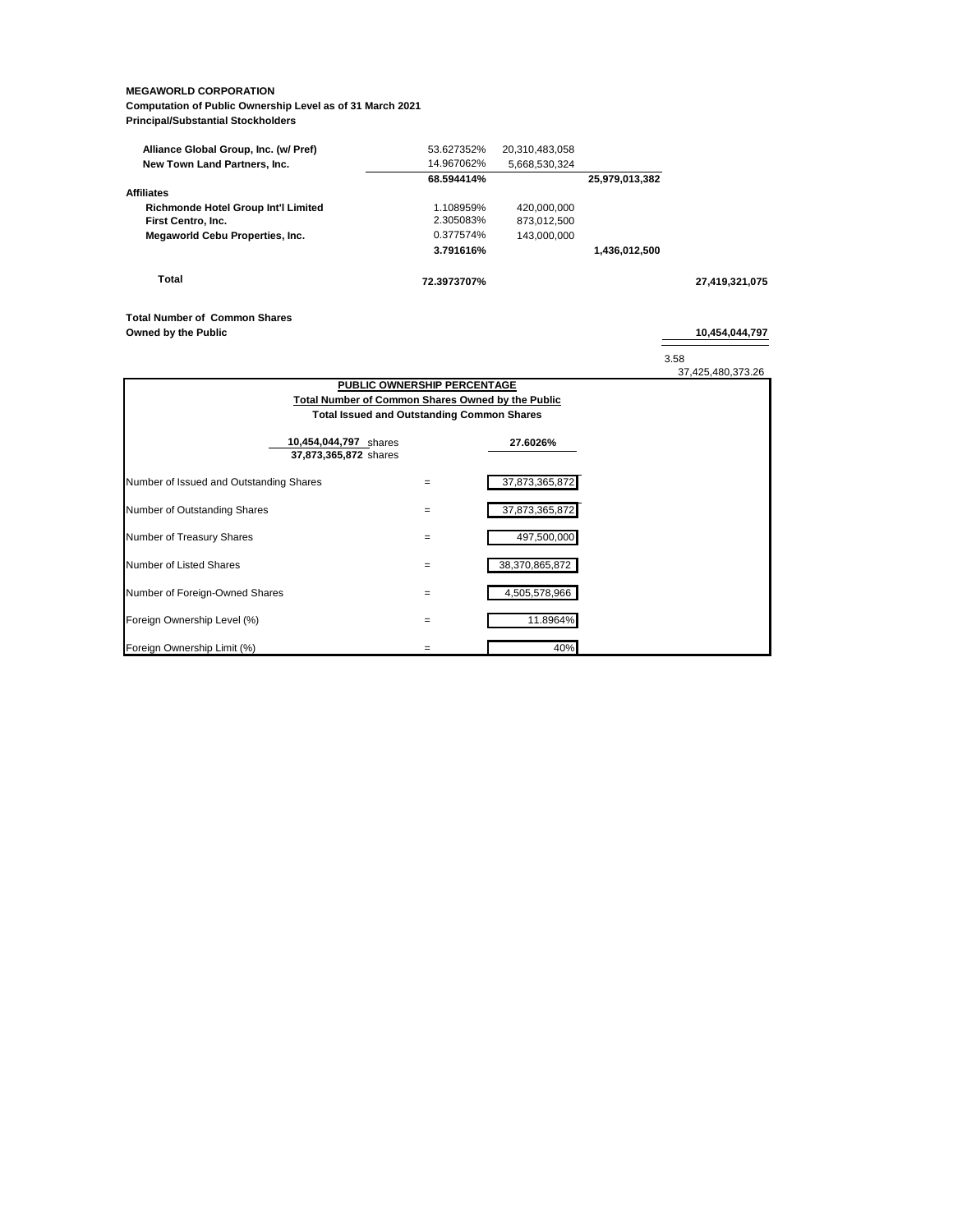**MEGAWORLD CORPORATION**
**Computation of Public Ownership Level as of 31 March 2021**
**Principal/Substantial Stockholders**

| | | | | |
|---|---|---|---|---|
| **Alliance Global Group, Inc. (w/ Pref)** | 53.627352% | 20,310,483,058 | | |
| **New Town Land Partners, Inc.** | 14.967062% | 5,668,530,324 | | |
| | **68.594414%** | | **25,979,013,382** | |
| **Affiliates** | | | | |
| **Richmonde Hotel Group Int'l Limited** | 1.108959% | 420,000,000 | | |
| **First Centro, Inc.** | 2.305083% | 873,012,500 | | |
| **Megaworld Cebu Properties, Inc.** | 0.377574% | 143,000,000 | | |
| | **3.791616%** | | **1,436,012,500** | |
| **Total** | **72.3973707%** | | | **27,419,321,075** |

**Total Number of Common Shares Owned by the Public** **10,454,044,797**

3.58
37,425,480,373.26

**PUBLIC OWNERSHIP PERCENTAGE**

**Total Number of Common Shares Owned by the Public**
**Total Issued and Outstanding Common Shares**

**10,454,044,797** shares / **37,873,365,872** shares = **27.6026%**

| | | |
|---|---|---|
| Number of Issued and Outstanding Shares | = | 37,873,365,872 |
| Number of Outstanding Shares | = | 37,873,365,872 |
| Number of Treasury Shares | = | 497,500,000 |
| Number of Listed Shares | = | 38,370,865,872 |
| Number of Foreign-Owned Shares | = | 4,505,578,966 |
| Foreign Ownership Level (%) | = | 11.8964% |
| Foreign Ownership Limit (%) | = | 40% |